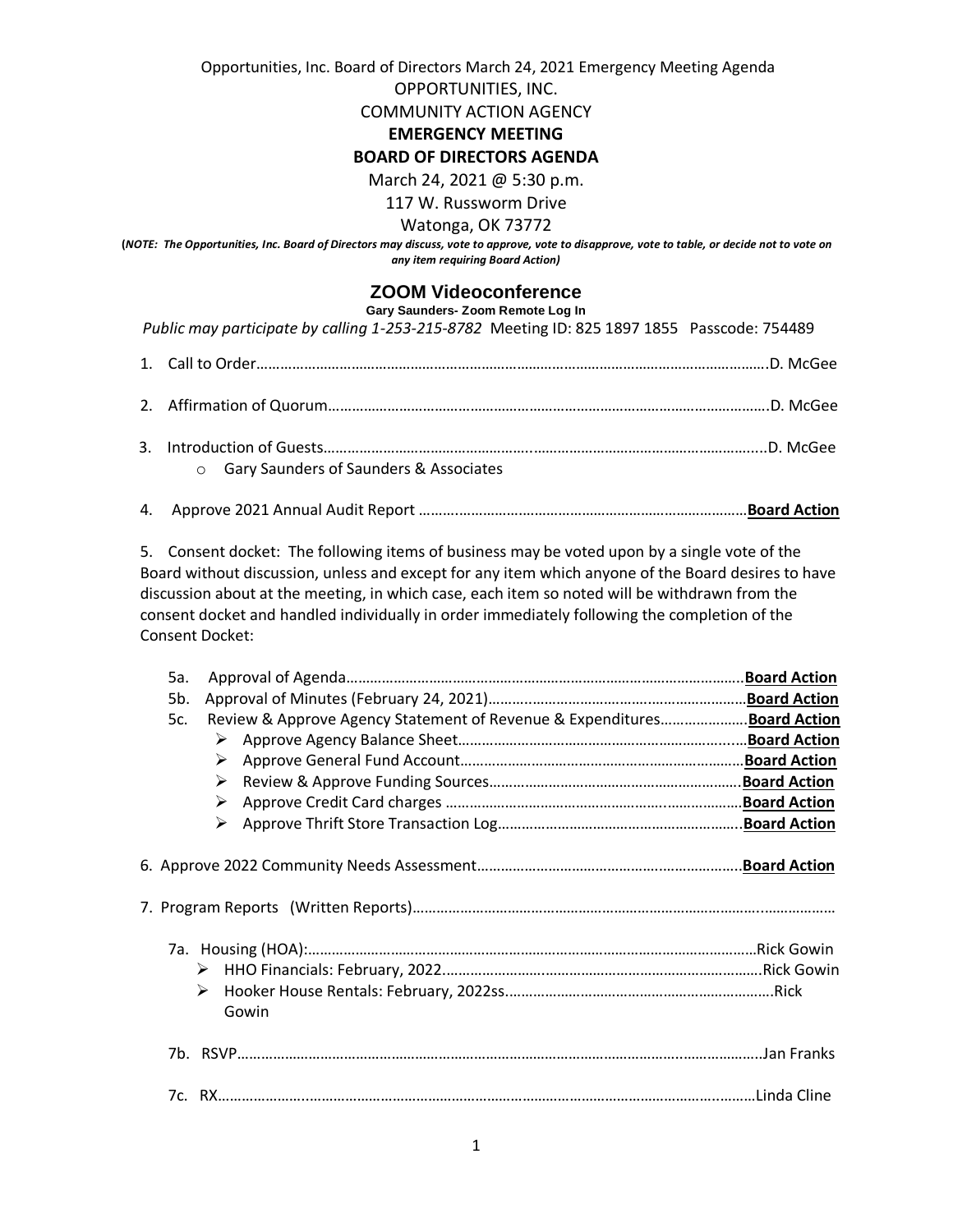Opportunities, Inc. Board of Directors March 24, 2021 Emergency Meeting Agenda

OPPORTUNITIES, INC.

COMMUNITY ACTION AGENCY

**EMERGENCY MEETING**

**BOARD OF DIRECTORS AGENDA**

March 24, 2021 @ 5:30 p.m.

117 W. Russworm Drive

Watonga, OK 73772

**(*NOTE: The Opportunities, Inc. Board of Directors may discuss, vote to approve, vote to disapprove, vote to table, or decide not to vote on any item requiring Board Action)***

## ZOOM Videoconference

**Gary Saunders- Zoom Remote Log In**

*Public may participate by calling 1-253-215-8782* Meeting ID: 825 1897 1855 Passcode: 754489

1. Call to Order……………………………………………………………………………………………………………………….D. McGee

2. Affirmation of Quorum……………………………………………………………………………………………….D. McGee

3. Introduction of Guests……………………………………………………………………………………………….....D. McGee
   - Gary Saunders of Saunders & Associates

4. Approve 2021 Annual Audit Report ………………………………………………………………………**Board Action**

5. Consent docket: The following items of business may be voted upon by a single vote of the Board without discussion, unless and except for any item which anyone of the Board desires to have discussion about at the meeting, in which case, each item so noted will be withdrawn from the consent docket and handled individually in order immediately following the completion of the Consent Docket:

   5a. Approval of Agenda……………………………………………………………………………………….**Board Action**
   5b. Approval of Minutes (February 24, 2021)……………………………………………………….**Board Action**
   5c. Review & Approve Agency Statement of Revenue & Expenditures………………….**Board Action**
   - Approve Agency Balance Sheet…………………………………………………………….....**Board Action**
   - Approve General Fund Account……………………………………………………………**Board Action**
   - Review & Approve Funding Sources………………………………………………………**Board Action**
   - Approve Credit Card charges ……………………………………………………………….**Board Action**
   - Approve Thrift Store Transaction Log……………………………………………………..**Board Action**

6. Approve 2022 Community Needs Assessment…………………………………………………………**Board Action**

7. Program Reports (Written Reports)……………………………………………………………………………………

   7a. Housing (HOA):…………………………………………………………………………………………………Rick Gowin
   - HHO Financials: February, 2022……………………………………………………………………………Rick Gowin
   - Hooker House Rentals: February, 2022ss……………………………………………………………Rick Gowin

   7b. RSVP………………………………………………………………………………………………………………..Jan Franks

   7c. RX……………………………………………………………………………………………………………………Linda Cline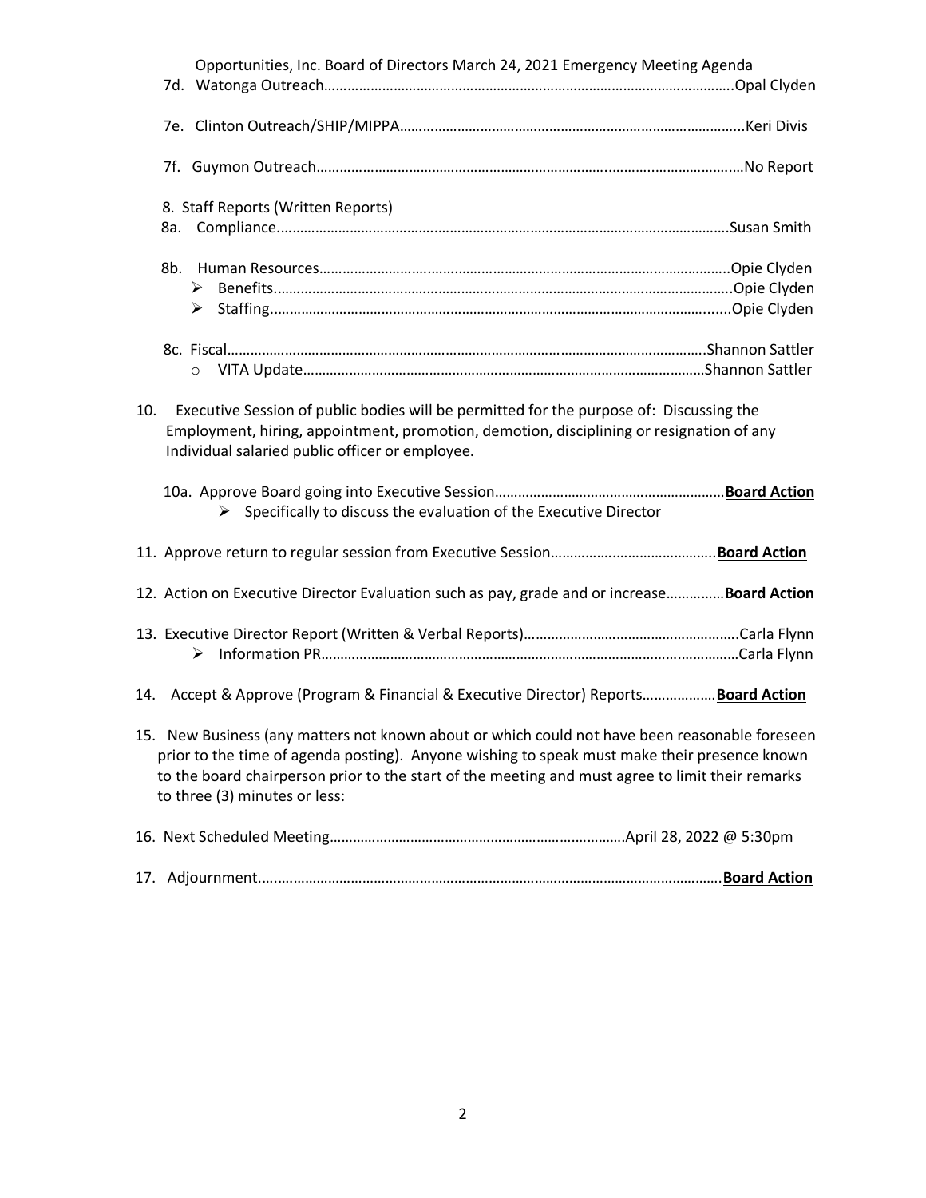Opportunities, Inc. Board of Directors March 24, 2021 Emergency Meeting Agenda

7d. Watonga Outreach……………………………………………………………………………………………….Opal Clyden

7e. Clinton Outreach/SHIP/MIPPA……………………………………………………………………………...Keri Divis

7f. Guymon Outreach……………………………………………………………………………………………….No Report

8. Staff Reports (Written Reports)

8a. Compliance………………………………………………………………………………………………………….Susan Smith

8b. Human Resources……………………………………………………………………………………………….Opie Clyden

- Benefits……………………………………………………………………………………………………….Opie Clyden
- Staffing………………………………………………………………………………………………………..Opie Clyden

8c. Fiscal…………………………………………………………………………………………………………….Shannon Sattler

- VITA Update………………………………………………………………………………………………Shannon Sattler

10. Executive Session of public bodies will be permitted for the purpose of: Discussing the Employment, hiring, appointment, promotion, demotion, disciplining or resignation of any Individual salaried public officer or employee.

10a. Approve Board going into Executive Session…………………………………………………**Board Action**

- Specifically to discuss the evaluation of the Executive Director

11. Approve return to regular session from Executive Session…………………………………….**Board Action**

12. Action on Executive Director Evaluation such as pay, grade and or increase…………..**Board Action**

13. Executive Director Report (Written & Verbal Reports)……………………………………………….Carla Flynn

- Information PR……………………………………………………………………………………………Carla Flynn

14. Accept & Approve (Program & Financial & Executive Director) Reports………………**Board Action**

15. New Business (any matters not known about or which could not have been reasonable foreseen prior to the time of agenda posting). Anyone wishing to speak must make their presence known to the board chairperson prior to the start of the meeting and must agree to limit their remarks to three (3) minutes or less:

16. Next Scheduled Meeting…………………………………………………………………….April 28, 2022 @ 5:30pm

17. Adjournment……………………………………………………………………………………………………..**Board Action**